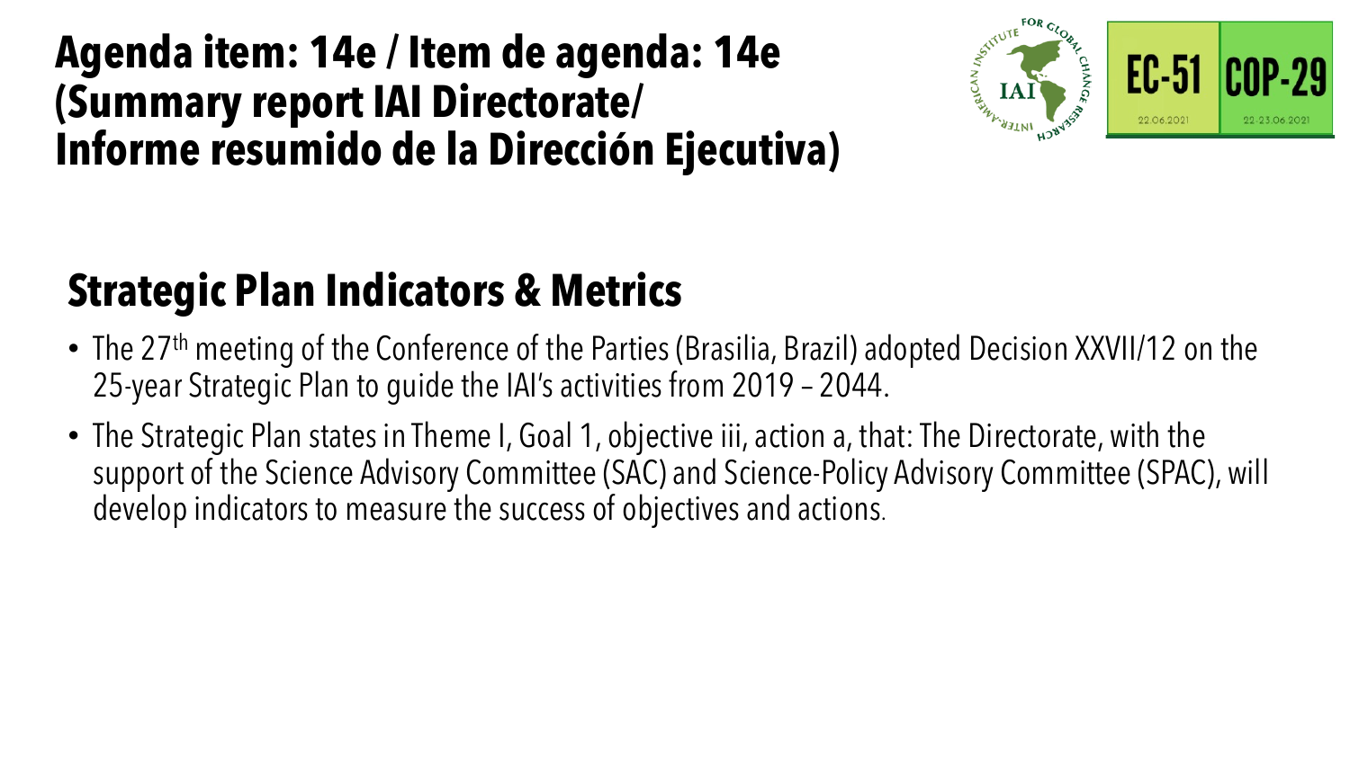# Agenda item: 14e / Item de agenda: 14e (Summary report IAI Directorate/ Informe resumido de la Dirección Ejecutiva)

EC-51 22.06.2021

COP-29 22-23.06.2021

## Strategic Plan Indicators & Metrics

- The 27th meeting of the Conference of the Parties (Brasilia, Brazil) adopted Decision XXVII/12 on the 25-year Strategic Plan to guide the IAI's activities from 2019 – 2044.
- The Strategic Plan states in Theme I, Goal 1, objective iii, action a, that: The Directorate, with the support of the Science Advisory Committee (SAC) and Science-Policy Advisory Committee (SPAC), will develop indicators to measure the success of objectives and actions.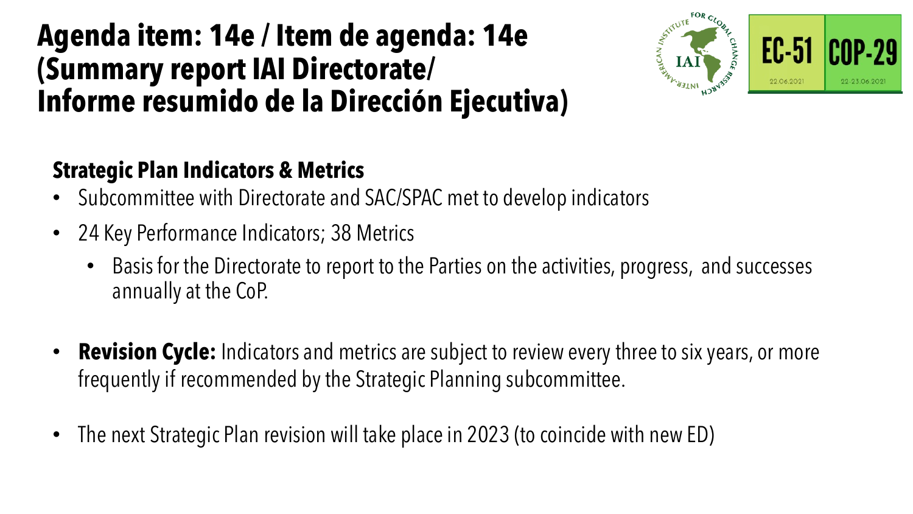# Agenda item: 14e / Item de agenda: 14e (Summary report IAI Directorate/ Informe resumido de la Dirección Ejecutiva)

EC-51 22.06.2021

COP-29 22-23.06.2021

## Strategic Plan Indicators & Metrics

- Subcommittee with Directorate and SAC/SPAC met to develop indicators
- 24 Key Performance Indicators; 38 Metrics
  - Basis for the Directorate to report to the Parties on the activities, progress, and successes annually at the CoP.
- **Revision Cycle:** Indicators and metrics are subject to review every three to six years, or more frequently if recommended by the Strategic Planning subcommittee.
- The next Strategic Plan revision will take place in 2023 (to coincide with new ED)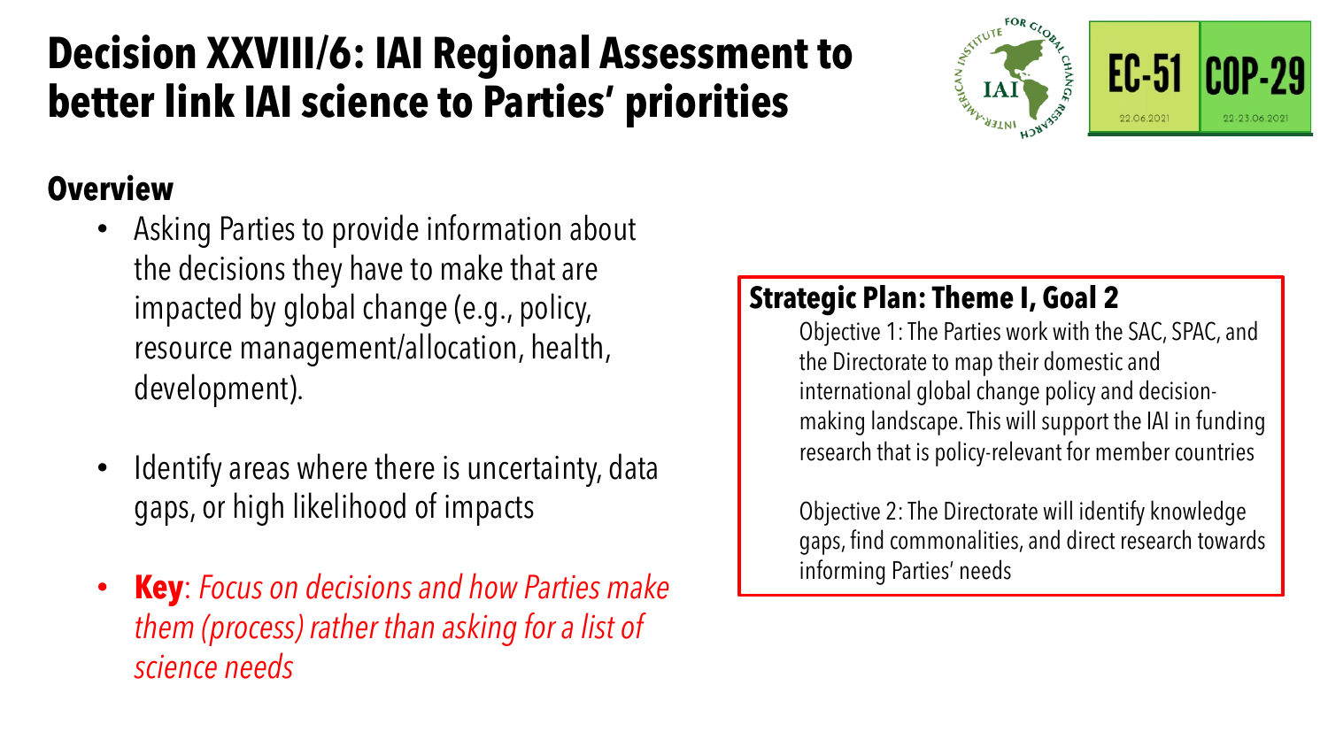# Decision XXVIII/6: IAI Regional Assessment to better link IAI science to Parties' priorities

### Overview

- Asking Parties to provide information about the decisions they have to make that are impacted by global change (e.g., policy, resource management/allocation, health, development).
- Identify areas where there is uncertainty, data gaps, or high likelihood of impacts
- **Key**: *Focus on decisions and how Parties make them (process) rather than asking for a list of science needs*

### Strategic Plan: Theme I, Goal 2

Objective 1: The Parties work with the SAC, SPAC, and the Directorate to map their domestic and international global change policy and decision-making landscape. This will support the IAI in funding research that is policy-relevant for member countries

Objective 2: The Directorate will identify knowledge gaps, find commonalities, and direct research towards informing Parties' needs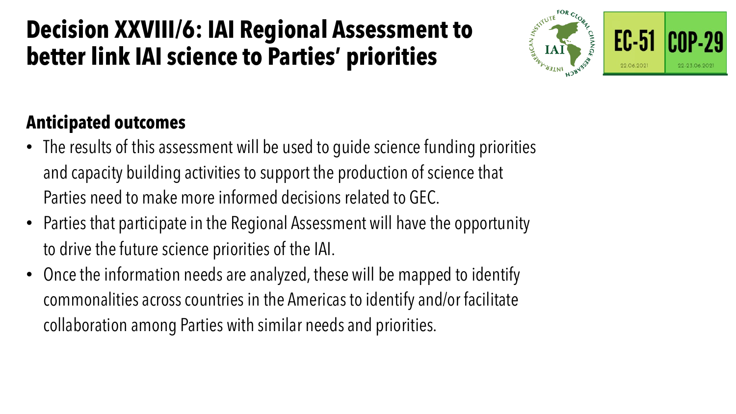# Decision XXVIII/6: IAI Regional Assessment to better link IAI science to Parties' priorities

## Anticipated outcomes

- The results of this assessment will be used to guide science funding priorities and capacity building activities to support the production of science that Parties need to make more informed decisions related to GEC.
- Parties that participate in the Regional Assessment will have the opportunity to drive the future science priorities of the IAI.
- Once the information needs are analyzed, these will be mapped to identify commonalities across countries in the Americas to identify and/or facilitate collaboration among Parties with similar needs and priorities.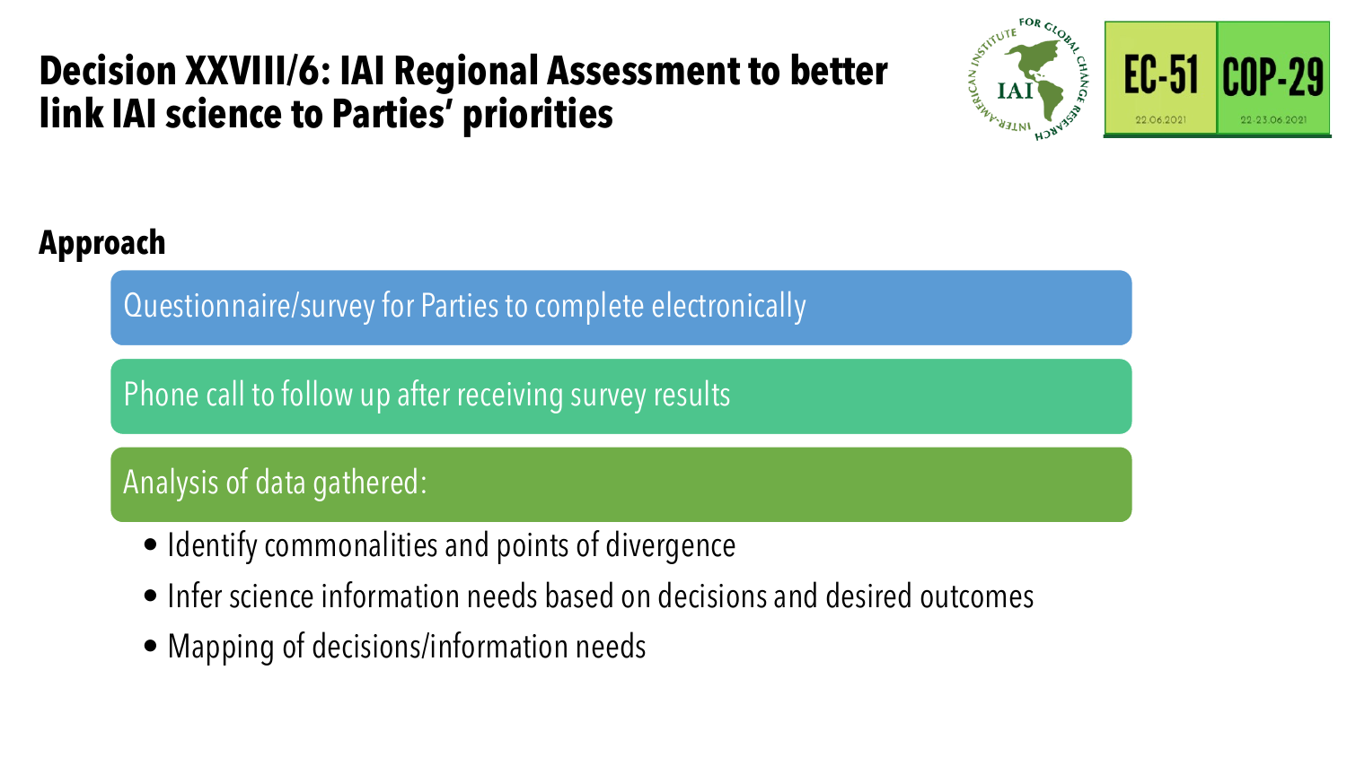# Decision XXVIII/6: IAI Regional Assessment to better link IAI science to Parties' priorities

## Approach

- Questionnaire/survey for Parties to complete electronically
- Phone call to follow up after receiving survey results
- Analysis of data gathered:
  - Identify commonalities and points of divergence
  - Infer science information needs based on decisions and desired outcomes
  - Mapping of decisions/information needs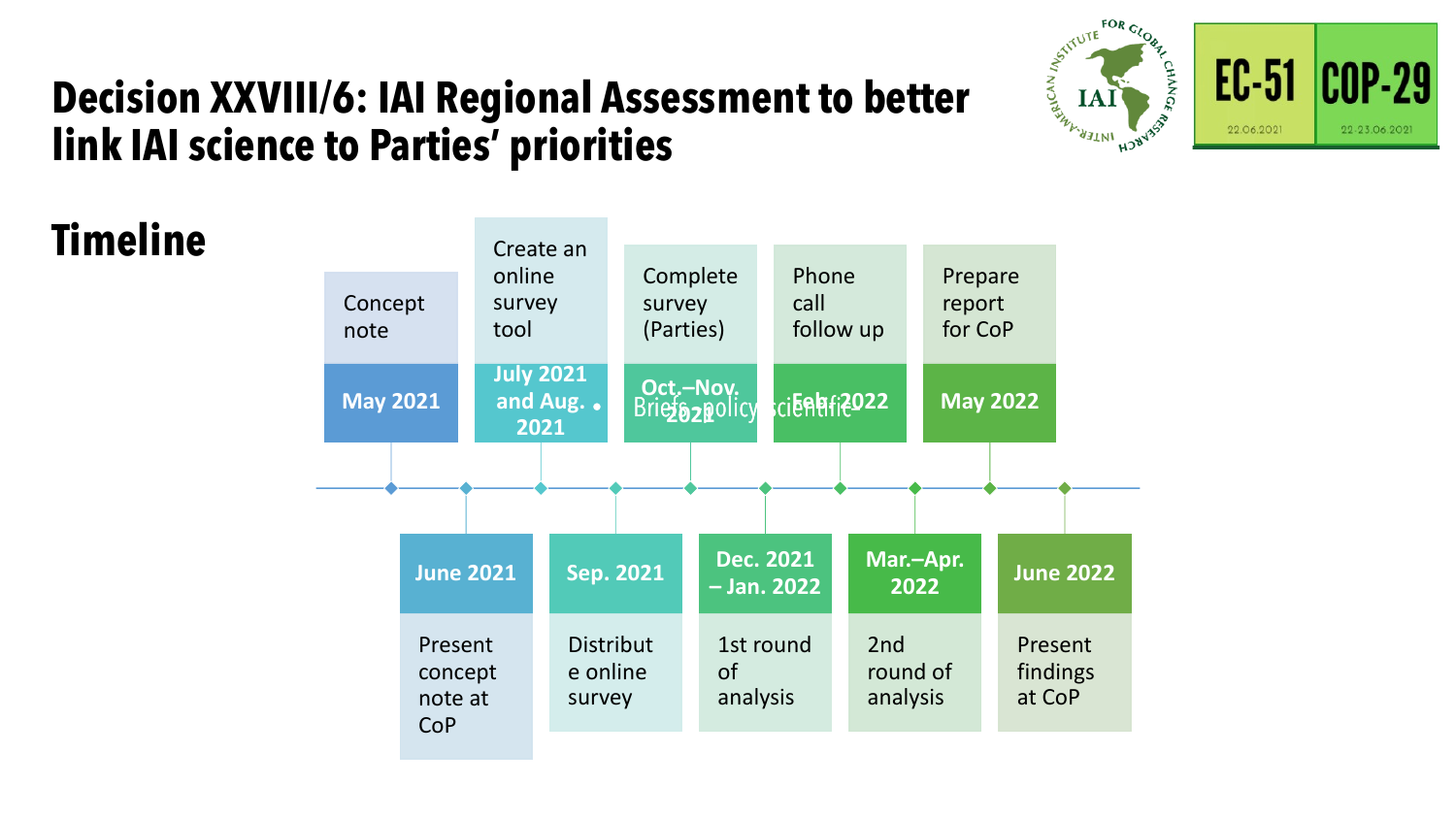# Decision XXVIII/6: IAI Regional Assessment to better link IAI science to Parties' priorities

EC-51 22.06.2021

COP-29 22-23.06.2021

## Timeline

| Date | Activity |
| --- | --- |
| May 2021 | Concept note |
| June 2021 | Present concept note at CoP |
| July 2021 and Aug. 2021 | Create an online survey tool |
| Sep. 2021 | Distribute online survey |
| Oct.–Nov. 2021 | Complete survey (Parties) |
| Dec. 2021 – Jan. 2022 | 1st round of analysis |
| Feb 2022 | Phone call follow up |
| Mar.–Apr. 2022 | 2nd round of analysis |
| May 2022 | Prepare report for CoP |
| June 2022 | Present findings at CoP |

- Briefs, policy scientific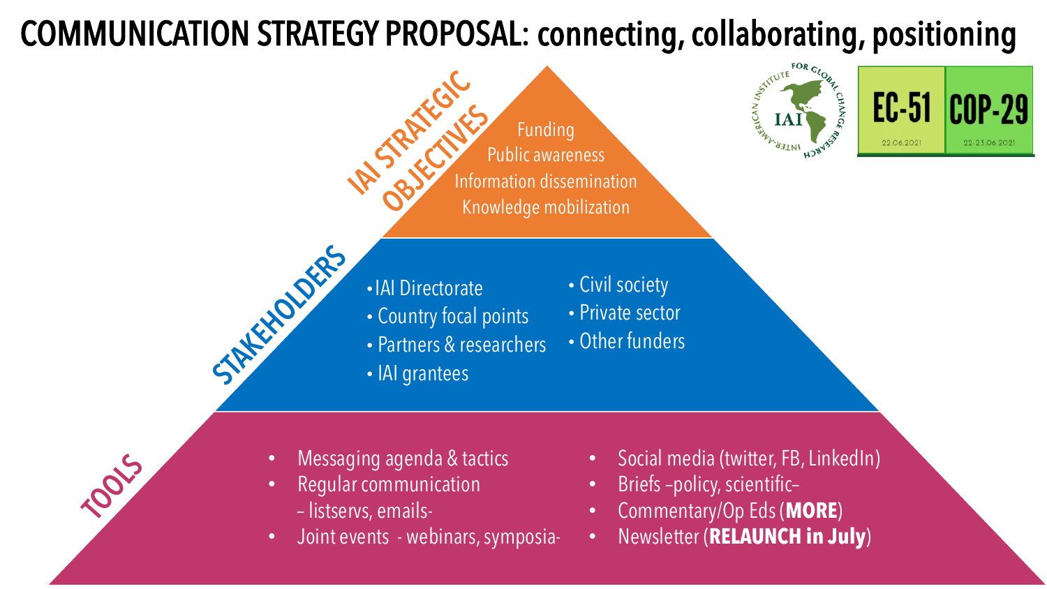# COMMUNICATION STRATEGY PROPOSAL: connecting, collaborating, positioning

IAI INTER-AMERICAN INSTITUTE FOR GLOBAL CHANGE RESEARCH

EC-51 22.06.2021 | COP-29 22-23.06.2021

## IAI STRATEGIC OBJECTIVES

- Funding
- Public awareness
- Information dissemination
- Knowledge mobilization

## STAKEHOLDERS

- IAI Directorate
- Country focal points
- Partners & researchers
- IAI grantees
- Civil society
- Private sector
- Other funders

## TOOLS

- Messaging agenda & tactics
- Regular communication – listservs, emails-
- Joint events - webinars, symposia-
- Social media (twitter, FB, LinkedIn)
- Briefs –policy, scientific–
- Commentary/Op Eds (**MORE**)
- Newsletter (**RELAUNCH in July**)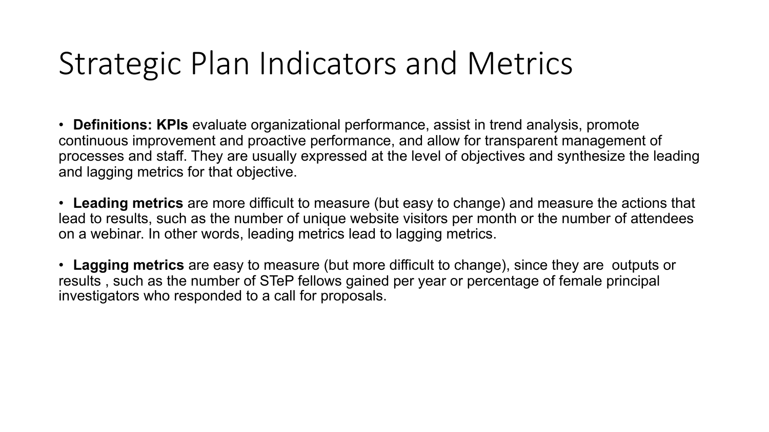# Strategic Plan Indicators and Metrics

- **Definitions: KPIs** evaluate organizational performance, assist in trend analysis, promote continuous improvement and proactive performance, and allow for transparent management of processes and staff. They are usually expressed at the level of objectives and synthesize the leading and lagging metrics for that objective.

- **Leading metrics** are more difficult to measure (but easy to change) and measure the actions that lead to results, such as the number of unique website visitors per month or the number of attendees on a webinar. In other words, leading metrics lead to lagging metrics.

- **Lagging metrics** are easy to measure (but more difficult to change), since they are outputs or results , such as the number of STeP fellows gained per year or percentage of female principal investigators who responded to a call for proposals.